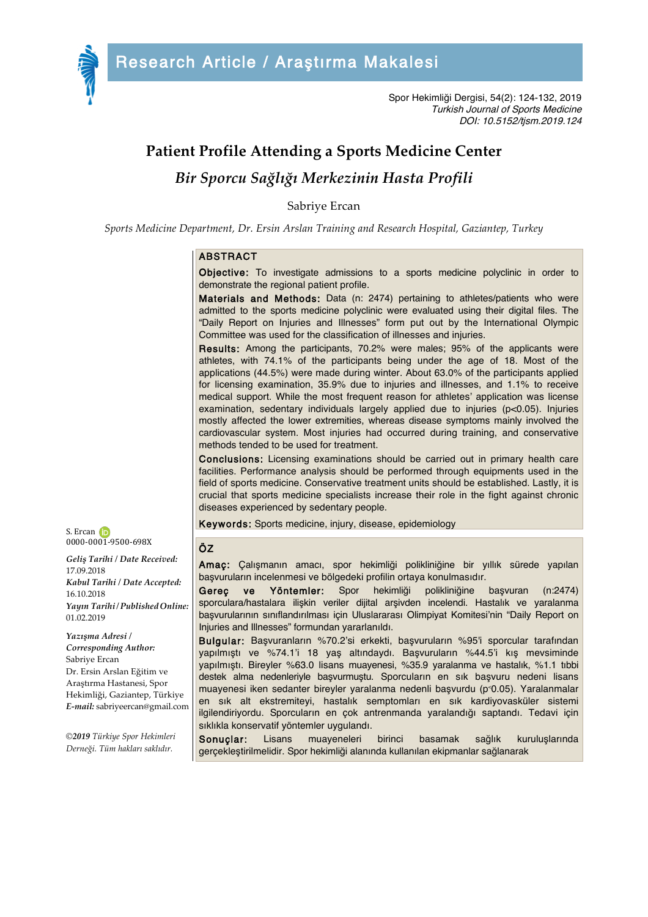Research Article / Araştırma Makalesi

Spor Hekimliği Dergisi, 54(2): 124-132, 2019
*Turkish Journal of Sports Medicine*
*DOI: 10.5152/tjsm.2019.124*

# Patient Profile Attending a Sports Medicine Center

## *Bir Sporcu Sağlığı Merkezinin Hasta Profili*

Sabriye Ercan

*Sports Medicine Department, Dr. Ersin Arslan Training and Research Hospital, Gaziantep, Turkey*

## ABSTRACT

**Objective:** To investigate admissions to a sports medicine polyclinic in order to demonstrate the regional patient profile.

**Materials and Methods:** Data (n: 2474) pertaining to athletes/patients who were admitted to the sports medicine polyclinic were evaluated using their digital files. The "Daily Report on Injuries and Illnesses" form put out by the International Olympic Committee was used for the classification of illnesses and injuries.

**Results:** Among the participants, 70.2% were males; 95% of the applicants were athletes, with 74.1% of the participants being under the age of 18. Most of the applications (44.5%) were made during winter. About 63.0% of the participants applied for licensing examination, 35.9% due to injuries and illnesses, and 1.1% to receive medical support. While the most frequent reason for athletes' application was license examination, sedentary individuals largely applied due to injuries ($p<0.05$). Injuries mostly affected the lower extremities, whereas disease symptoms mainly involved the cardiovascular system. Most injuries had occurred during training, and conservative methods tended to be used for treatment.

**Conclusions:** Licensing examinations should be carried out in primary health care facilities. Performance analysis should be performed through equipments used in the field of sports medicine. Conservative treatment units should be established. Lastly, it is crucial that sports medicine specialists increase their role in the fight against chronic diseases experienced by sedentary people.

**Keywords:** Sports medicine, injury, disease, epidemiology

## ÖZ

**Amaç:** Çalışmanın amacı, spor hekimliği polikliniğine bir yıllık sürede yapılan başvuruların incelenmesi ve bölgedeki profilin ortaya konulmasıdır.

**Gereç ve Yöntemler:** Spor hekimliği polikliniğine başvuran (n:2474) sporculara/hastalara ilişkin veriler dijital arşivden incelendi. Hastalık ve yaralanma başvurularının sınıflandırılması için Uluslararası Olimpiyat Komitesi'nin "Daily Report on Injuries and Illnesses" formundan yararlanıldı.

**Bulgular:** Başvuranların %70.2'si erkekti, başvuruların %95'i sporcular tarafından yapılmıştı ve %74.1'i 18 yaş altındaydı. Başvuruların %44.5'i kış mevsiminde yapılmıştı. Bireyler %63.0 lisans muayenesi, %35.9 yaralanma ve hastalık, %1.1 tıbbi destek alma nedenleriyle başvurmuştu. Sporcuların en sık başvuru nedeni lisans muayenesi iken sedanter bireyler yaralanma nedenli başvurdu ($p<0.05$). Yaralanmalar en sık alt ekstremiteyi, hastalık semptomları en sık kardiyovasküler sistemi ilgilendiriyordu. Sporcuların en çok antrenmanda yaralandığı saptandı. Tedavi için sıklıkla konservatif yöntemler uygulandı.

**Sonuçlar:** Lisans muayeneleri birinci basamak sağlık kuruluşlarında gerçekleştirilmelidir. Spor hekimliği alanında kullanılan ekipmanlar sağlanarak

S. Ercan
0000-0001-9500-698X

***Geliş Tarihi / Date Received:*** 17.09.2018
***Kabul Tarihi / Date Accepted:*** 16.10.2018
***Yayın Tarihi / Published Online:*** 01.02.2019

***Yazışma Adresi / Corresponding Author:***
Sabriye Ercan
Dr. Ersin Arslan Eğitim ve Araştırma Hastanesi, Spor Hekimliği, Gaziantep, Türkiye
***E-mail:*** sabriyeercan@gmail.com

*©2019 Türkiye Spor Hekimleri Derneği. Tüm hakları saklıdır.*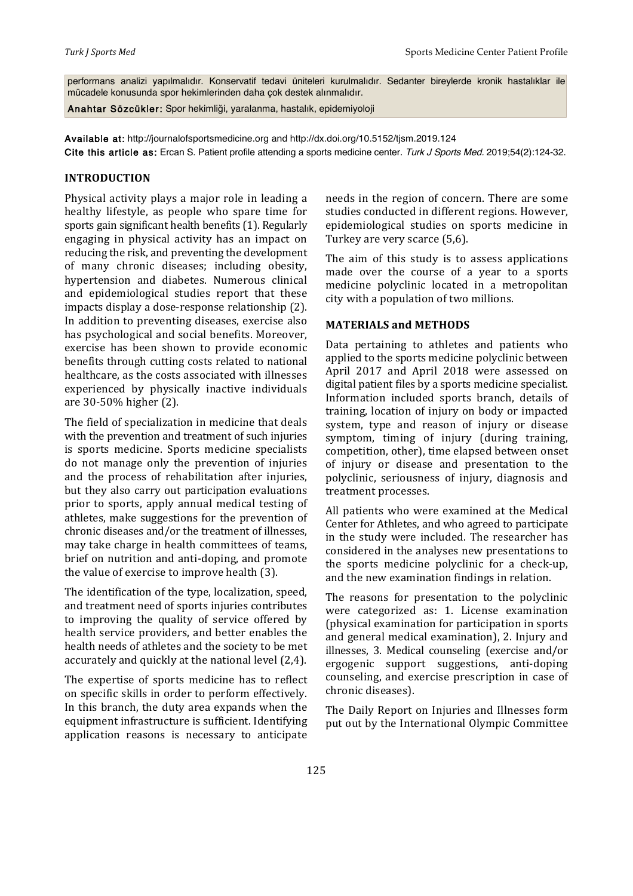performans analizi yapılmalıdır. Konservatif tedavi üniteleri kurulmalıdır. Sedanter bireylerde kronik hastalıklar ile mücadele konusunda spor hekimlerinden daha çok destek alınmalıdır.

**Anahtar Sözcükler:** Spor hekimliği, yaralanma, hastalık, epidemiyoloji

**Available at:** http://journalofsportsmedicine.org and http://dx.doi.org/10.5152/tjsm.2019.124

**Cite this article as:** Ercan S. Patient profile attending a sports medicine center. *Turk J Sports Med.* 2019;54(2):124-32.

## INTRODUCTION

Physical activity plays a major role in leading a healthy lifestyle, as people who spare time for sports gain significant health benefits (1). Regularly engaging in physical activity has an impact on reducing the risk, and preventing the development of many chronic diseases; including obesity, hypertension and diabetes. Numerous clinical and epidemiological studies report that these impacts display a dose-response relationship (2). In addition to preventing diseases, exercise also has psychological and social benefits. Moreover, exercise has been shown to provide economic benefits through cutting costs related to national healthcare, as the costs associated with illnesses experienced by physically inactive individuals are 30-50% higher (2).

The field of specialization in medicine that deals with the prevention and treatment of such injuries is sports medicine. Sports medicine specialists do not manage only the prevention of injuries and the process of rehabilitation after injuries, but they also carry out participation evaluations prior to sports, apply annual medical testing of athletes, make suggestions for the prevention of chronic diseases and/or the treatment of illnesses, may take charge in health committees of teams, brief on nutrition and anti-doping, and promote the value of exercise to improve health (3).

The identification of the type, localization, speed, and treatment need of sports injuries contributes to improving the quality of service offered by health service providers, and better enables the health needs of athletes and the society to be met accurately and quickly at the national level (2,4).

The expertise of sports medicine has to reflect on specific skills in order to perform effectively. In this branch, the duty area expands when the equipment infrastructure is sufficient. Identifying application reasons is necessary to anticipate needs in the region of concern. There are some studies conducted in different regions. However, epidemiological studies on sports medicine in Turkey are very scarce (5,6).

The aim of this study is to assess applications made over the course of a year to a sports medicine polyclinic located in a metropolitan city with a population of two millions.

## MATERIALS and METHODS

Data pertaining to athletes and patients who applied to the sports medicine polyclinic between April 2017 and April 2018 were assessed on digital patient files by a sports medicine specialist. Information included sports branch, details of training, location of injury on body or impacted system, type and reason of injury or disease symptom, timing of injury (during training, competition, other), time elapsed between onset of injury or disease and presentation to the polyclinic, seriousness of injury, diagnosis and treatment processes.

All patients who were examined at the Medical Center for Athletes, and who agreed to participate in the study were included. The researcher has considered in the analyses new presentations to the sports medicine polyclinic for a check-up, and the new examination findings in relation.

The reasons for presentation to the polyclinic were categorized as: 1. License examination (physical examination for participation in sports and general medical examination), 2. Injury and illnesses, 3. Medical counseling (exercise and/or ergogenic support suggestions, anti-doping counseling, and exercise prescription in case of chronic diseases).

The Daily Report on Injuries and Illnesses form put out by the International Olympic Committee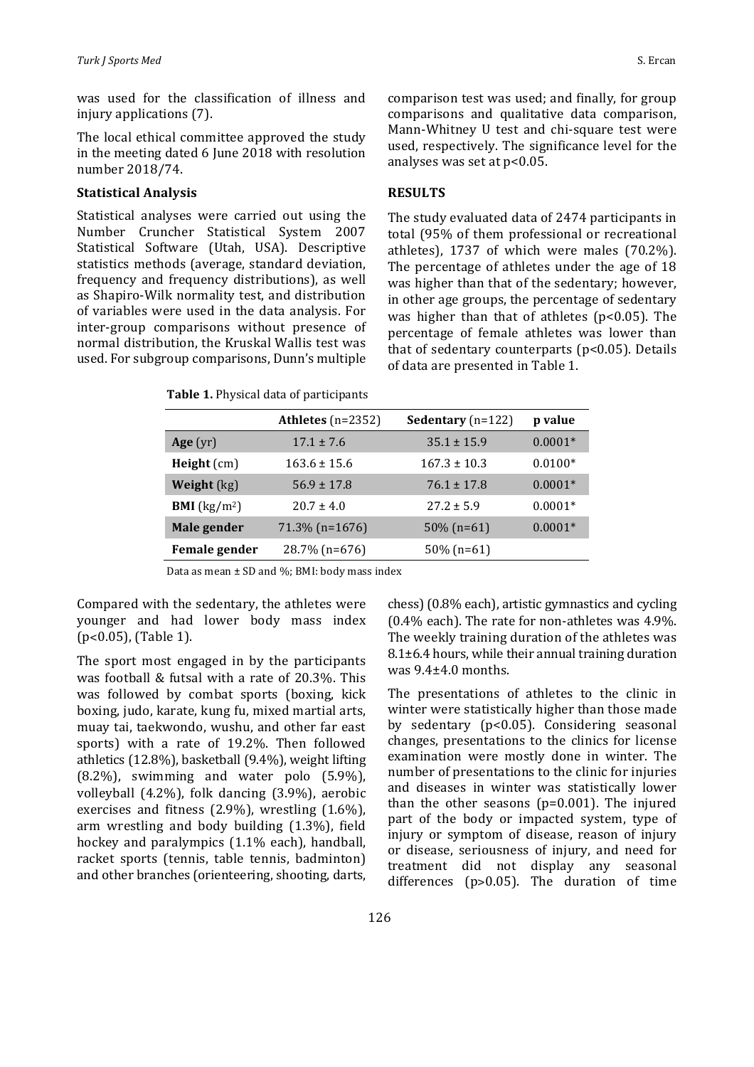was used for the classification of illness and injury applications (7).

The local ethical committee approved the study in the meeting dated 6 June 2018 with resolution number 2018/74.

### Statistical Analysis

Statistical analyses were carried out using the Number Cruncher Statistical System 2007 Statistical Software (Utah, USA). Descriptive statistics methods (average, standard deviation, frequency and frequency distributions), as well as Shapiro-Wilk normality test, and distribution of variables were used in the data analysis. For inter-group comparisons without presence of normal distribution, the Kruskal Wallis test was used. For subgroup comparisons, Dunn's multiple comparison test was used; and finally, for group comparisons and qualitative data comparison, Mann-Whitney U test and chi-square test were used, respectively. The significance level for the analyses was set at $p<0.05$.

## RESULTS

The study evaluated data of 2474 participants in total (95% of them professional or recreational athletes), 1737 of which were males (70.2%). The percentage of athletes under the age of 18 was higher than that of the sedentary; however, in other age groups, the percentage of sedentary was higher than that of athletes ($p<0.05$). The percentage of female athletes was lower than that of sedentary counterparts ($p<0.05$). Details of data are presented in Table 1.

**Table 1.** Physical data of participants

| | **Athletes** (n=2352) | **Sedentary** (n=122) | **p value** |
|---|---|---|---|
| **Age** (yr) | 17.1 ± 7.6 | 35.1 ± 15.9 | 0.0001* |
| **Height** (cm) | 163.6 ± 15.6 | 167.3 ± 10.3 | 0.0100* |
| **Weight** (kg) | 56.9 ± 17.8 | 76.1 ± 17.8 | 0.0001* |
| **BMI** (kg/m$^2$) | 20.7 ± 4.0 | 27.2 ± 5.9 | 0.0001* |
| **Male gender** | 71.3% (n=1676) | 50% (n=61) | 0.0001* |
| **Female gender** | 28.7% (n=676) | 50% (n=61) | |

Data as mean ± SD and %; BMI: body mass index

Compared with the sedentary, the athletes were younger and had lower body mass index ($p<0.05$), (Table 1).

The sport most engaged in by the participants was football & futsal with a rate of 20.3%. This was followed by combat sports (boxing, kick boxing, judo, karate, kung fu, mixed martial arts, muay tai, taekwondo, wushu, and other far east sports) with a rate of 19.2%. Then followed athletics (12.8%), basketball (9.4%), weight lifting (8.2%), swimming and water polo (5.9%), volleyball (4.2%), folk dancing (3.9%), aerobic exercises and fitness (2.9%), wrestling (1.6%), arm wrestling and body building (1.3%), field hockey and paralympics (1.1% each), handball, racket sports (tennis, table tennis, badminton) and other branches (orienteering, shooting, darts, chess) (0.8% each), artistic gymnastics and cycling (0.4% each). The rate for non-athletes was 4.9%. The weekly training duration of the athletes was 8.1±6.4 hours, while their annual training duration was 9.4±4.0 months.

The presentations of athletes to the clinic in winter were statistically higher than those made by sedentary ($p<0.05$). Considering seasonal changes, presentations to the clinics for license examination were mostly done in winter. The number of presentations to the clinic for injuries and diseases in winter was statistically lower than the other seasons ($p=0.001$). The injured part of the body or impacted system, type of injury or symptom of disease, reason of injury or disease, seriousness of injury, and need for treatment did not display any seasonal differences ($p>0.05$). The duration of time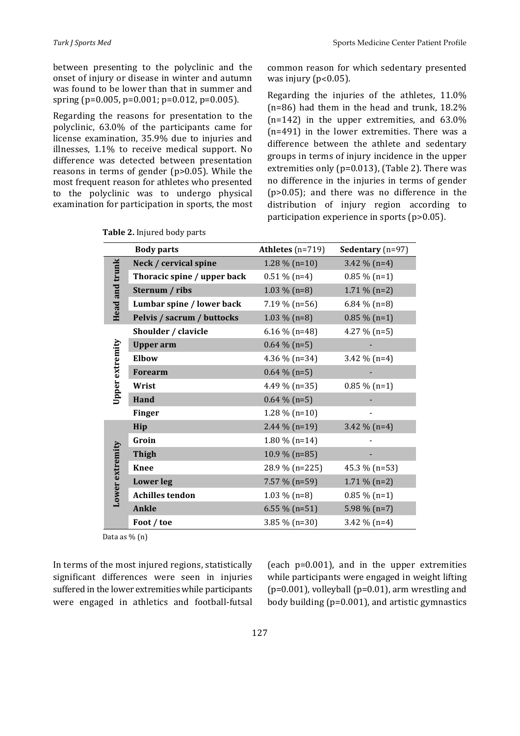between presenting to the polyclinic and the onset of injury or disease in winter and autumn was found to be lower than that in summer and spring (p=0.005, p=0.001; p=0.012, p=0.005).

Regarding the reasons for presentation to the polyclinic, 63.0% of the participants came for license examination, 35.9% due to injuries and illnesses, 1.1% to receive medical support. No difference was detected between presentation reasons in terms of gender (p>0.05). While the most frequent reason for athletes who presented to the polyclinic was to undergo physical examination for participation in sports, the most common reason for which sedentary presented was injury (p<0.05).

Regarding the injuries of the athletes, 11.0% (n=86) had them in the head and trunk, 18.2% (n=142) in the upper extremities, and 63.0% (n=491) in the lower extremities. There was a difference between the athlete and sedentary groups in terms of injury incidence in the upper extremities only (p=0.013), (Table 2). There was no difference in the injuries in terms of gender (p>0.05); and there was no difference in the distribution of injury region according to participation experience in sports (p>0.05).

**Table 2.** Injured body parts

| | **Body parts** | **Athletes** (n=719) | **Sedentary** (n=97) |
|---|---|---|---|
| **Head and trunk** | **Neck / cervical spine** | 1.28 % (n=10) | 3.42 % (n=4) |
| | **Thoracic spine / upper back** | 0.51 % (n=4) | 0.85 % (n=1) |
| | **Sternum / ribs** | 1.03 % (n=8) | 1.71 % (n=2) |
| | **Lumbar spine / lower back** | 7.19 % (n=56) | 6.84 % (n=8) |
| | **Pelvis / sacrum / buttocks** | 1.03 % (n=8) | 0.85 % (n=1) |
| **Upper extremity** | **Shoulder / clavicle** | 6.16 % (n=48) | 4.27 % (n=5) |
| | **Upper arm** | 0.64 % (n=5) | - |
| | **Elbow** | 4.36 % (n=34) | 3.42 % (n=4) |
| | **Forearm** | 0.64 % (n=5) | - |
| | **Wrist** | 4.49 % (n=35) | 0.85 % (n=1) |
| | **Hand** | 0.64 % (n=5) | - |
| | **Finger** | 1.28 % (n=10) | - |
| **Lower extremity** | **Hip** | 2.44 % (n=19) | 3.42 % (n=4) |
| | **Groin** | 1.80 % (n=14) | - |
| | **Thigh** | 10.9 % (n=85) | - |
| | **Knee** | 28.9 % (n=225) | 45.3 % (n=53) |
| | **Lower leg** | 7.57 % (n=59) | 1.71 % (n=2) |
| | **Achilles tendon** | 1.03 % (n=8) | 0.85 % (n=1) |
| | **Ankle** | 6.55 % (n=51) | 5.98 % (n=7) |
| | **Foot / toe** | 3.85 % (n=30) | 3.42 % (n=4) |

Data as % (n)

In terms of the most injured regions, statistically significant differences were seen in injuries suffered in the lower extremities while participants were engaged in athletics and football-futsal (each p=0.001), and in the upper extremities while participants were engaged in weight lifting (p=0.001), volleyball (p=0.01), arm wrestling and body building (p=0.001), and artistic gymnastics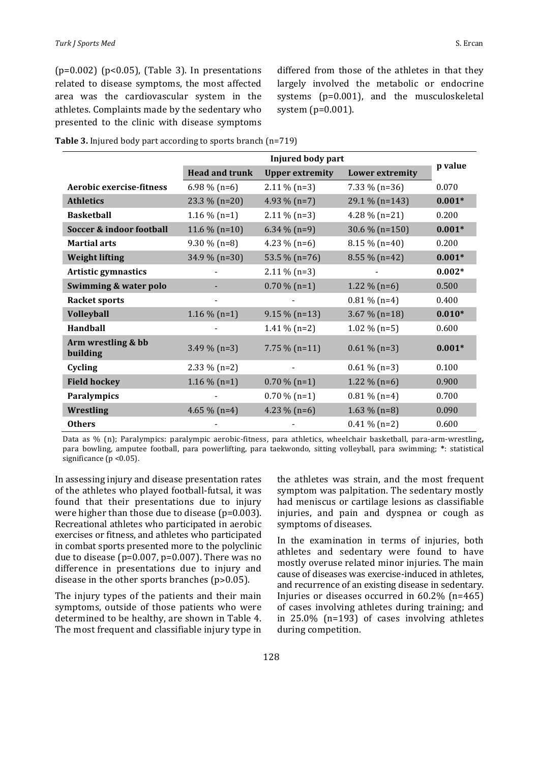(p=0.002) (p<0.05), (Table 3). In presentations related to disease symptoms, the most affected area was the cardiovascular system in the athletes. Complaints made by the sedentary who presented to the clinic with disease symptoms differed from those of the athletes in that they largely involved the metabolic or endocrine systems (p=0.001), and the musculoskeletal system (p=0.001).

**Table 3.** Injured body part according to sports branch (n=719)

| | Injured body part | | | p value |
|---|---|---|---|---|
| | **Head and trunk** | **Upper extremity** | **Lower extremity** | |
| **Aerobic exercise-fitness** | 6.98 % (n=6) | 2.11 % (n=3) | 7.33 % (n=36) | 0.070 |
| **Athletics** | 23.3 % (n=20) | 4.93 % (n=7) | 29.1 % (n=143) | **0.001*** |
| **Basketball** | 1.16 % (n=1) | 2.11 % (n=3) | 4.28 % (n=21) | 0.200 |
| **Soccer & indoor football** | 11.6 % (n=10) | 6.34 % (n=9) | 30.6 % (n=150) | **0.001*** |
| **Martial arts** | 9.30 % (n=8) | 4.23 % (n=6) | 8.15 % (n=40) | 0.200 |
| **Weight lifting** | 34.9 % (n=30) | 53.5 % (n=76) | 8.55 % (n=42) | **0.001*** |
| **Artistic gymnastics** | - | 2.11 % (n=3) | - | **0.002*** |
| **Swimming & water polo** | - | 0.70 % (n=1) | 1.22 % (n=6) | 0.500 |
| **Racket sports** | - | - | 0.81 % (n=4) | 0.400 |
| **Volleyball** | 1.16 % (n=1) | 9.15 % (n=13) | 3.67 % (n=18) | **0.010*** |
| **Handball** | - | 1.41 % (n=2) | 1.02 % (n=5) | 0.600 |
| **Arm wrestling & bb building** | 3.49 % (n=3) | 7.75 % (n=11) | 0.61 % (n=3) | **0.001*** |
| **Cycling** | 2.33 % (n=2) | - | 0.61 % (n=3) | 0.100 |
| **Field hockey** | 1.16 % (n=1) | 0.70 % (n=1) | 1.22 % (n=6) | 0.900 |
| **Paralympics** | - | 0.70 % (n=1) | 0.81 % (n=4) | 0.700 |
| **Wrestling** | 4.65 % (n=4) | 4.23 % (n=6) | 1.63 % (n=8) | 0.090 |
| **Others** | - | - | 0.41 % (n=2) | 0.600 |

Data as % (n); Paralympics: paralympic aerobic-fitness, para athletics, wheelchair basketball, para-arm-wrestling, para bowling, amputee football, para powerlifting, para taekwondo, sitting volleyball, para swimming; *: statistical significance (p <0.05).

In assessing injury and disease presentation rates of the athletes who played football-futsal, it was found that their presentations due to injury were higher than those due to disease (p=0.003). Recreational athletes who participated in aerobic exercises or fitness, and athletes who participated in combat sports presented more to the polyclinic due to disease (p=0.007, p=0.007). There was no difference in presentations due to injury and disease in the other sports branches (p>0.05).

The injury types of the patients and their main symptoms, outside of those patients who were determined to be healthy, are shown in Table 4. The most frequent and classifiable injury type in the athletes was strain, and the most frequent symptom was palpitation. The sedentary mostly had meniscus or cartilage lesions as classifiable injuries, and pain and dyspnea or cough as symptoms of diseases.

In the examination in terms of injuries, both athletes and sedentary were found to have mostly overuse related minor injuries. The main cause of diseases was exercise-induced in athletes, and recurrence of an existing disease in sedentary. Injuries or diseases occurred in 60.2% (n=465) of cases involving athletes during training; and in 25.0% (n=193) of cases involving athletes during competition.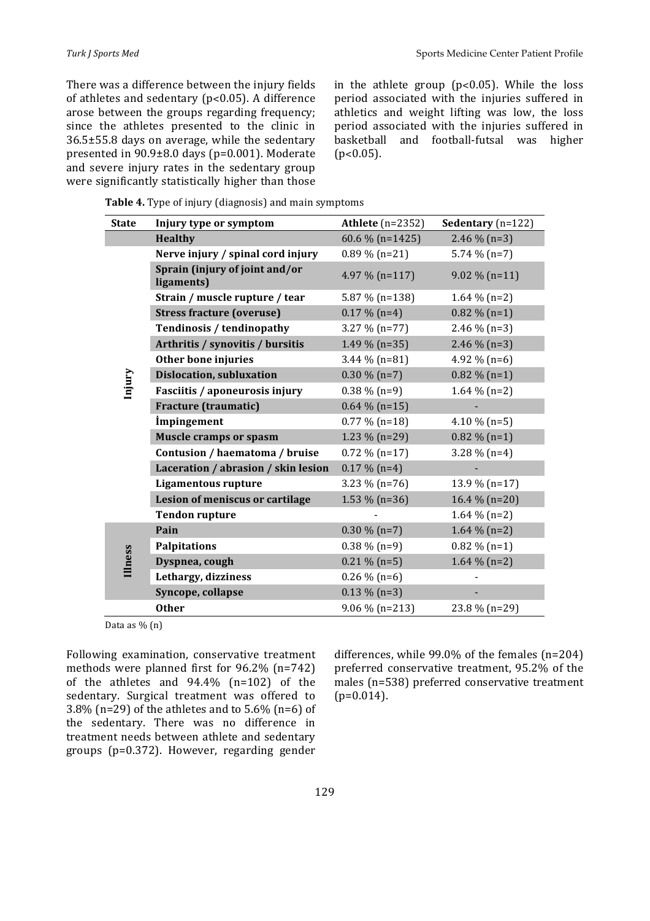There was a difference between the injury fields of athletes and sedentary ($p<0.05$). A difference arose between the groups regarding frequency; since the athletes presented to the clinic in 36.5±55.8 days on average, while the sedentary presented in 90.9±8.0 days ($p=0.001$). Moderate and severe injury rates in the sedentary group were significantly statistically higher than those in the athlete group ($p<0.05$). While the loss period associated with the injuries suffered in athletics and weight lifting was low, the loss period associated with the injuries suffered in basketball and football-futsal was higher ($p<0.05$).

**Table 4.** Type of injury (diagnosis) and main symptoms

| State | Injury type or symptom | Athlete (n=2352) | Sedentary (n=122) |
|---|---|---|---|
| | **Healthy** | 60.6 % (n=1425) | 2.46 % (n=3) |
| Injury | **Nerve injury / spinal cord injury** | 0.89 % (n=21) | 5.74 % (n=7) |
| | **Sprain (injury of joint and/or ligaments)** | 4.97 % (n=117) | 9.02 % (n=11) |
| | **Strain / muscle rupture / tear** | 5.87 % (n=138) | 1.64 % (n=2) |
| | **Stress fracture (overuse)** | 0.17 % (n=4) | 0.82 % (n=1) |
| | **Tendinosis / tendinopathy** | 3.27 % (n=77) | 2.46 % (n=3) |
| | **Arthritis / synovitis / bursitis** | 1.49 % (n=35) | 2.46 % (n=3) |
| | **Other bone injuries** | 3.44 % (n=81) | 4.92 % (n=6) |
| | **Dislocation, subluxation** | 0.30 % (n=7) | 0.82 % (n=1) |
| | **Fasciitis / aponeurosis injury** | 0.38 % (n=9) | 1.64 % (n=2) |
| | **Fracture (traumatic)** | 0.64 % (n=15) | - |
| | **İmpingement** | 0.77 % (n=18) | 4.10 % (n=5) |
| | **Muscle cramps or spasm** | 1.23 % (n=29) | 0.82 % (n=1) |
| | **Contusion / haematoma / bruise** | 0.72 % (n=17) | 3.28 % (n=4) |
| | **Laceration / abrasion / skin lesion** | 0.17 % (n=4) | - |
| | **Ligamentous rupture** | 3.23 % (n=76) | 13.9 % (n=17) |
| | **Lesion of meniscus or cartilage** | 1.53 % (n=36) | 16.4 % (n=20) |
| | **Tendon rupture** | - | 1.64 % (n=2) |
| Illness | **Pain** | 0.30 % (n=7) | 1.64 % (n=2) |
| | **Palpitations** | 0.38 % (n=9) | 0.82 % (n=1) |
| | **Dyspnea, cough** | 0.21 % (n=5) | 1.64 % (n=2) |
| | **Lethargy, dizziness** | 0.26 % (n=6) | - |
| | **Syncope, collapse** | 0.13 % (n=3) | - |
| | **Other** | 9.06 % (n=213) | 23.8 % (n=29) |

Data as % (n)

Following examination, conservative treatment methods were planned first for 96.2% (n=742) of the athletes and 94.4% (n=102) of the sedentary. Surgical treatment was offered to 3.8% (n=29) of the athletes and to 5.6% (n=6) of the sedentary. There was no difference in treatment needs between athlete and sedentary groups ($p=0.372$). However, regarding gender differences, while 99.0% of the females (n=204) preferred conservative treatment, 95.2% of the males (n=538) preferred conservative treatment ($p=0.014$).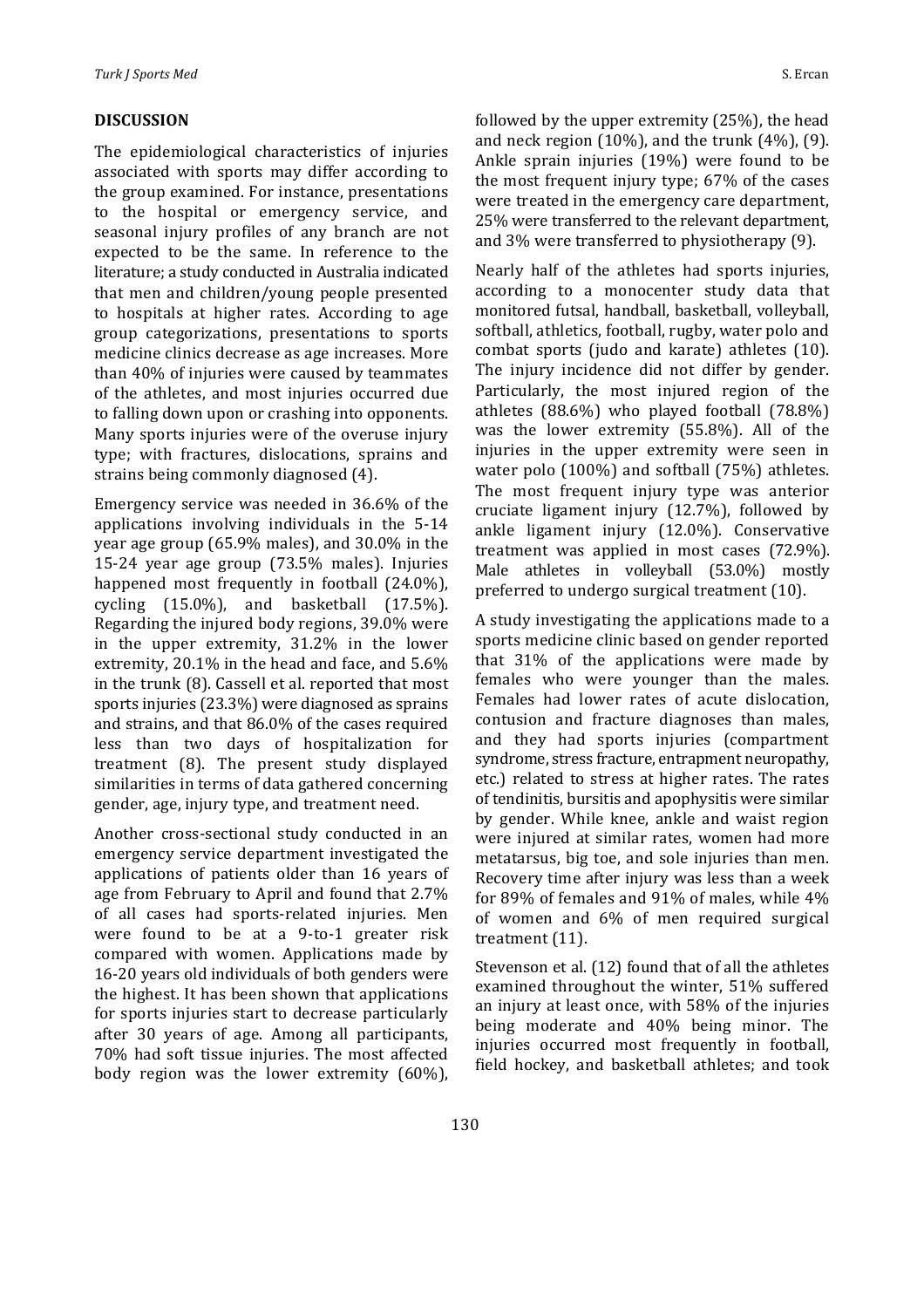## DISCUSSION

The epidemiological characteristics of injuries associated with sports may differ according to the group examined. For instance, presentations to the hospital or emergency service, and seasonal injury profiles of any branch are not expected to be the same. In reference to the literature; a study conducted in Australia indicated that men and children/young people presented to hospitals at higher rates. According to age group categorizations, presentations to sports medicine clinics decrease as age increases. More than 40% of injuries were caused by teammates of the athletes, and most injuries occurred due to falling down upon or crashing into opponents. Many sports injuries were of the overuse injury type; with fractures, dislocations, sprains and strains being commonly diagnosed (4).

Emergency service was needed in 36.6% of the applications involving individuals in the 5-14 year age group (65.9% males), and 30.0% in the 15-24 year age group (73.5% males). Injuries happened most frequently in football (24.0%), cycling (15.0%), and basketball (17.5%). Regarding the injured body regions, 39.0% were in the upper extremity, 31.2% in the lower extremity, 20.1% in the head and face, and 5.6% in the trunk (8). Cassell et al. reported that most sports injuries (23.3%) were diagnosed as sprains and strains, and that 86.0% of the cases required less than two days of hospitalization for treatment (8). The present study displayed similarities in terms of data gathered concerning gender, age, injury type, and treatment need.

Another cross-sectional study conducted in an emergency service department investigated the applications of patients older than 16 years of age from February to April and found that 2.7% of all cases had sports-related injuries. Men were found to be at a 9-to-1 greater risk compared with women. Applications made by 16-20 years old individuals of both genders were the highest. It has been shown that applications for sports injuries start to decrease particularly after 30 years of age. Among all participants, 70% had soft tissue injuries. The most affected body region was the lower extremity (60%), followed by the upper extremity (25%), the head and neck region (10%), and the trunk (4%), (9). Ankle sprain injuries (19%) were found to be the most frequent injury type; 67% of the cases were treated in the emergency care department, 25% were transferred to the relevant department, and 3% were transferred to physiotherapy (9).

Nearly half of the athletes had sports injuries, according to a monocenter study data that monitored futsal, handball, basketball, volleyball, softball, athletics, football, rugby, water polo and combat sports (judo and karate) athletes (10). The injury incidence did not differ by gender. Particularly, the most injured region of the athletes (88.6%) who played football (78.8%) was the lower extremity (55.8%). All of the injuries in the upper extremity were seen in water polo (100%) and softball (75%) athletes. The most frequent injury type was anterior cruciate ligament injury (12.7%), followed by ankle ligament injury (12.0%). Conservative treatment was applied in most cases (72.9%). Male athletes in volleyball (53.0%) mostly preferred to undergo surgical treatment (10).

A study investigating the applications made to a sports medicine clinic based on gender reported that 31% of the applications were made by females who were younger than the males. Females had lower rates of acute dislocation, contusion and fracture diagnoses than males, and they had sports injuries (compartment syndrome, stress fracture, entrapment neuropathy, etc.) related to stress at higher rates. The rates of tendinitis, bursitis and apophysitis were similar by gender. While knee, ankle and waist region were injured at similar rates, women had more metatarsus, big toe, and sole injuries than men. Recovery time after injury was less than a week for 89% of females and 91% of males, while 4% of women and 6% of men required surgical treatment (11).

Stevenson et al. (12) found that of all the athletes examined throughout the winter, 51% suffered an injury at least once, with 58% of the injuries being moderate and 40% being minor. The injuries occurred most frequently in football, field hockey, and basketball athletes; and took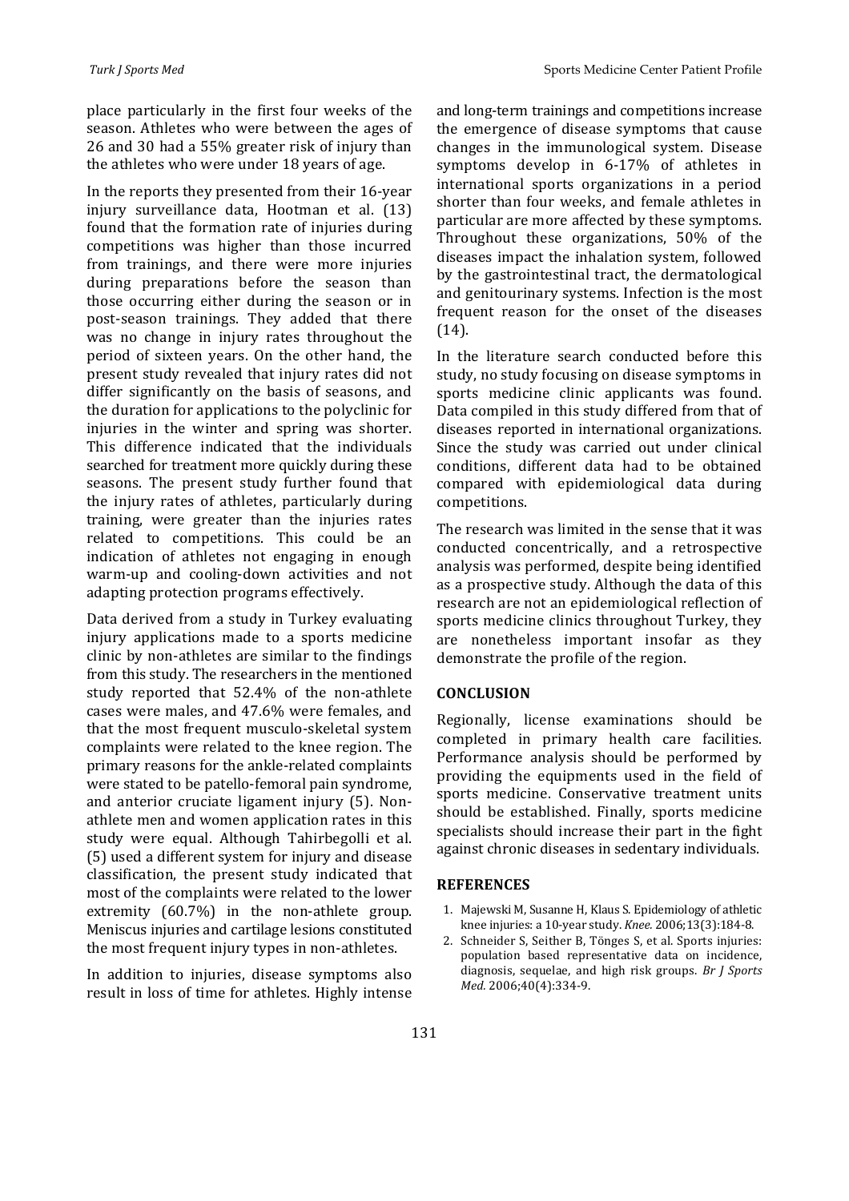place particularly in the first four weeks of the season. Athletes who were between the ages of 26 and 30 had a 55% greater risk of injury than the athletes who were under 18 years of age.

In the reports they presented from their 16-year injury surveillance data, Hootman et al. (13) found that the formation rate of injuries during competitions was higher than those incurred from trainings, and there were more injuries during preparations before the season than those occurring either during the season or in post-season trainings. They added that there was no change in injury rates throughout the period of sixteen years. On the other hand, the present study revealed that injury rates did not differ significantly on the basis of seasons, and the duration for applications to the polyclinic for injuries in the winter and spring was shorter. This difference indicated that the individuals searched for treatment more quickly during these seasons. The present study further found that the injury rates of athletes, particularly during training, were greater than the injuries rates related to competitions. This could be an indication of athletes not engaging in enough warm-up and cooling-down activities and not adapting protection programs effectively.

Data derived from a study in Turkey evaluating injury applications made to a sports medicine clinic by non-athletes are similar to the findings from this study. The researchers in the mentioned study reported that 52.4% of the non-athlete cases were males, and 47.6% were females, and that the most frequent musculo-skeletal system complaints were related to the knee region. The primary reasons for the ankle-related complaints were stated to be patello-femoral pain syndrome, and anterior cruciate ligament injury (5). Non-athlete men and women application rates in this study were equal. Although Tahirbegolli et al. (5) used a different system for injury and disease classification, the present study indicated that most of the complaints were related to the lower extremity (60.7%) in the non-athlete group. Meniscus injuries and cartilage lesions constituted the most frequent injury types in non-athletes.

In addition to injuries, disease symptoms also result in loss of time for athletes. Highly intense and long-term trainings and competitions increase the emergence of disease symptoms that cause changes in the immunological system. Disease symptoms develop in 6-17% of athletes in international sports organizations in a period shorter than four weeks, and female athletes in particular are more affected by these symptoms. Throughout these organizations, 50% of the diseases impact the inhalation system, followed by the gastrointestinal tract, the dermatological and genitourinary systems. Infection is the most frequent reason for the onset of the diseases (14).

In the literature search conducted before this study, no study focusing on disease symptoms in sports medicine clinic applicants was found. Data compiled in this study differed from that of diseases reported in international organizations. Since the study was carried out under clinical conditions, different data had to be obtained compared with epidemiological data during competitions.

The research was limited in the sense that it was conducted concentrically, and a retrospective analysis was performed, despite being identified as a prospective study. Although the data of this research are not an epidemiological reflection of sports medicine clinics throughout Turkey, they are nonetheless important insofar as they demonstrate the profile of the region.

## CONCLUSION

Regionally, license examinations should be completed in primary health care facilities. Performance analysis should be performed by providing the equipments used in the field of sports medicine. Conservative treatment units should be established. Finally, sports medicine specialists should increase their part in the fight against chronic diseases in sedentary individuals.

## REFERENCES

1. Majewski M, Susanne H, Klaus S. Epidemiology of athletic knee injuries: a 10-year study. *Knee.* 2006;13(3):184-8.
2. Schneider S, Seither B, Tönges S, et al. Sports injuries: population based representative data on incidence, diagnosis, sequelae, and high risk groups. *Br J Sports Med.* 2006;40(4):334-9.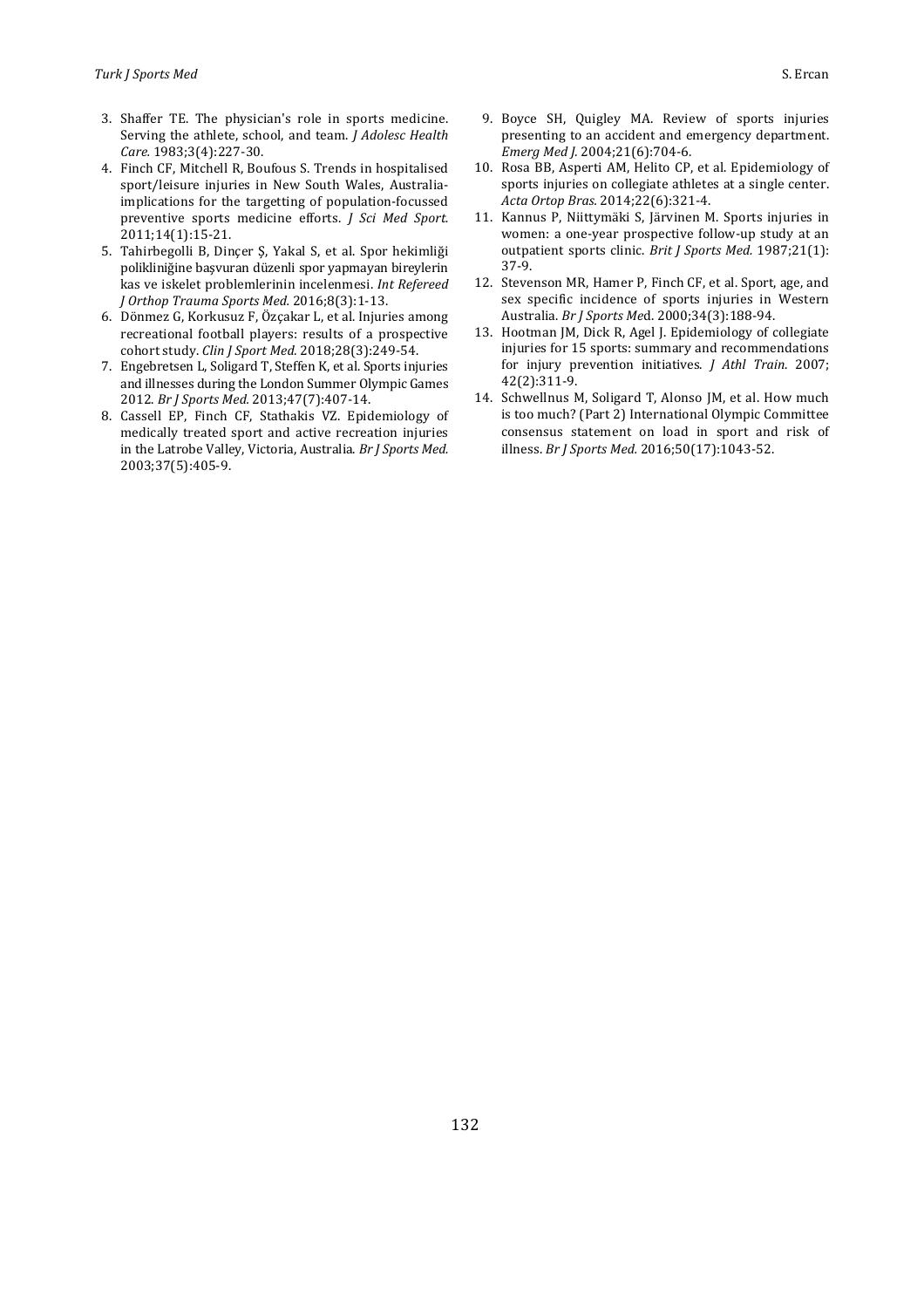3. Shaffer TE. The physician's role in sports medicine. Serving the athlete, school, and team. *J Adolesc Health Care.* 1983;3(4):227-30.
4. Finch CF, Mitchell R, Boufous S. Trends in hospitalised sport/leisure injuries in New South Wales, Australia-implications for the targetting of population-focussed preventive sports medicine efforts. *J Sci Med Sport.* 2011;14(1):15-21.
5. Tahirbegolli B, Dinçer Ş, Yakal S, et al. Spor hekimliği polikliniğine başvuran düzenli spor yapmayan bireylerin kas ve iskelet problemlerinin incelenmesi. *Int Refereed J Orthop Trauma Sports Med.* 2016;8(3):1-13.
6. Dönmez G, Korkusuz F, Özçakar L, et al. Injuries among recreational football players: results of a prospective cohort study. *Clin J Sport Med.* 2018;28(3):249-54.
7. Engebretsen L, Soligard T, Steffen K, et al. Sports injuries and illnesses during the London Summer Olympic Games 2012. *Br J Sports Med.* 2013;47(7):407-14.
8. Cassell EP, Finch CF, Stathakis VZ. Epidemiology of medically treated sport and active recreation injuries in the Latrobe Valley, Victoria, Australia. *Br J Sports Med.* 2003;37(5):405-9.
9. Boyce SH, Quigley MA. Review of sports injuries presenting to an accident and emergency department. *Emerg Med J.* 2004;21(6):704-6.
10. Rosa BB, Asperti AM, Helito CP, et al. Epidemiology of sports injuries on collegiate athletes at a single center. *Acta Ortop Bras.* 2014;22(6):321-4.
11. Kannus P, Niittymäki S, Järvinen M. Sports injuries in women: a one-year prospective follow-up study at an outpatient sports clinic. *Brit J Sports Med.* 1987;21(1): 37-9.
12. Stevenson MR, Hamer P, Finch CF, et al. Sport, age, and sex specific incidence of sports injuries in Western Australia. *Br J Sports Me*d. 2000;34(3):188-94.
13. Hootman JM, Dick R, Agel J. Epidemiology of collegiate injuries for 15 sports: summary and recommendations for injury prevention initiatives. *J Athl Train*. 2007; 42(2):311-9.
14. Schwellnus M, Soligard T, Alonso JM, et al. How much is too much? (Part 2) International Olympic Committee consensus statement on load in sport and risk of illness. *Br J Sports Med.* 2016;50(17):1043-52.